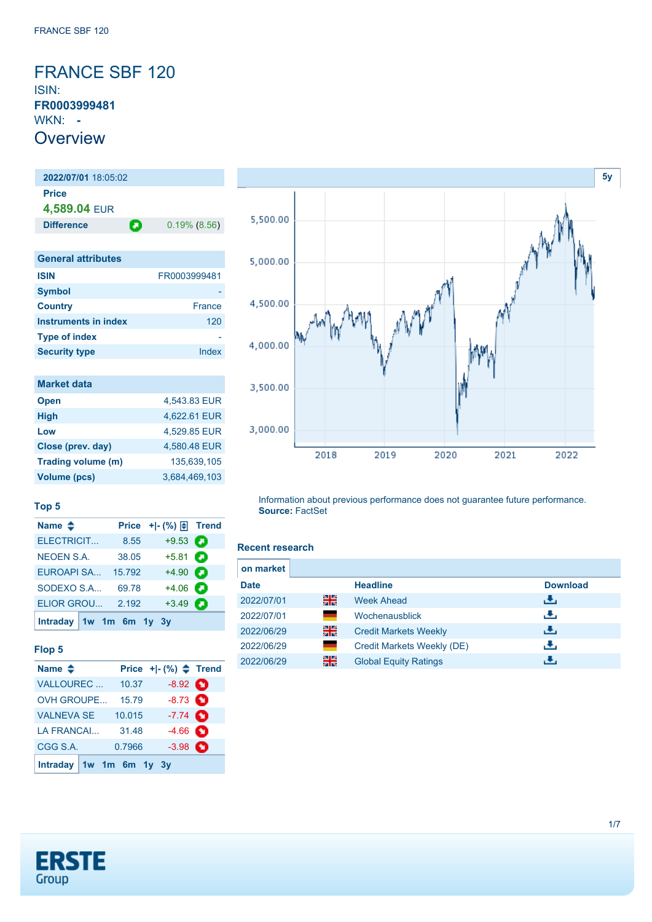# FRANCE SBF 120

ISIN: **FR0003999481**

WKN: **-**

## Overview

**2022/07/01** 18:05:02

**Price**

**4,589.04** EUR

**Difference** 0.19% (8.56)

| General attributes | |
|---|---|
| **ISIN** | FR0003999481 |
| **Symbol** | - |
| **Country** | France |
| **Instruments in index** | 120 |
| **Type of index** | - |
| **Security type** | Index |

| Market data | |
|---|---|
| **Open** | 4,543.83 EUR |
| **High** | 4,622.61 EUR |
| **Low** | 4,529.85 EUR |
| **Close (prev. day)** | 4,580.48 EUR |
| **Trading volume (m)** | 135,639,105 |
| **Volume (pcs)** | 3,684,469,103 |

Information about previous performance does not guarantee future performance.
**Source:** FactSet

### Top 5

| Name | Price | +\|- (%) | Trend |
|---|---|---|---|
| ELECTRICIT... | 8.55 | +9.53 | |
| NEOEN S.A. | 38.05 | +5.81 | |
| EUROAPI SA... | 15.792 | +4.90 | |
| SODEXO S.A.... | 69.78 | +4.06 | |
| ELIOR GROU... | 2.192 | +3.49 | |

Intraday 1w 1m 6m 1y 3y

### Flop 5

| Name | Price | +\|- (%) | Trend |
|---|---|---|---|
| VALLOUREC ... | 10.37 | -8.92 | |
| OVH GROUPE... | 15.79 | -8.73 | |
| VALNEVA SE | 10.015 | -7.74 | |
| LA FRANCAI... | 31.48 | -4.66 | |
| CGG S.A. | 0.7966 | -3.98 | |

Intraday 1w 1m 6m 1y 3y

### Recent research

on market

| Date | | Headline | Download |
|---|---|---|---|
| 2022/07/01 | | Week Ahead | |
| 2022/07/01 | | Wochenausblick | |
| 2022/06/29 | | Credit Markets Weekly | |
| 2022/06/29 | | Credit Markets Weekly (DE) | |
| 2022/06/29 | | Global Equity Ratings | |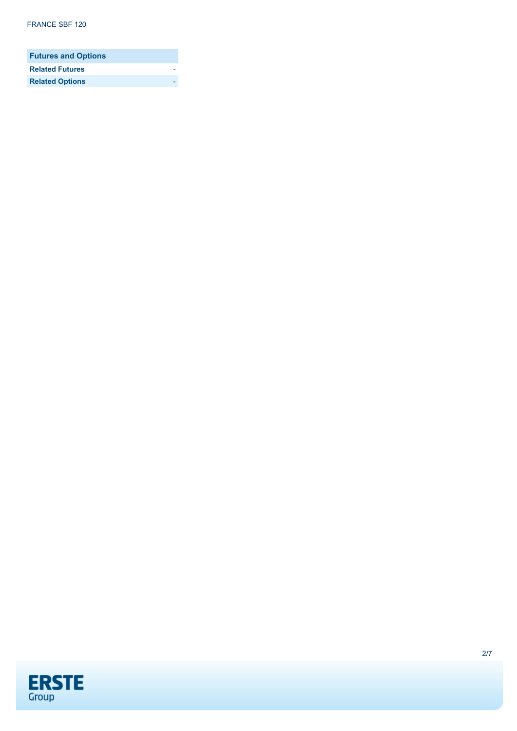| Futures and Options | |
| --- | --- |
| Related Futures | - |
| Related Options | - |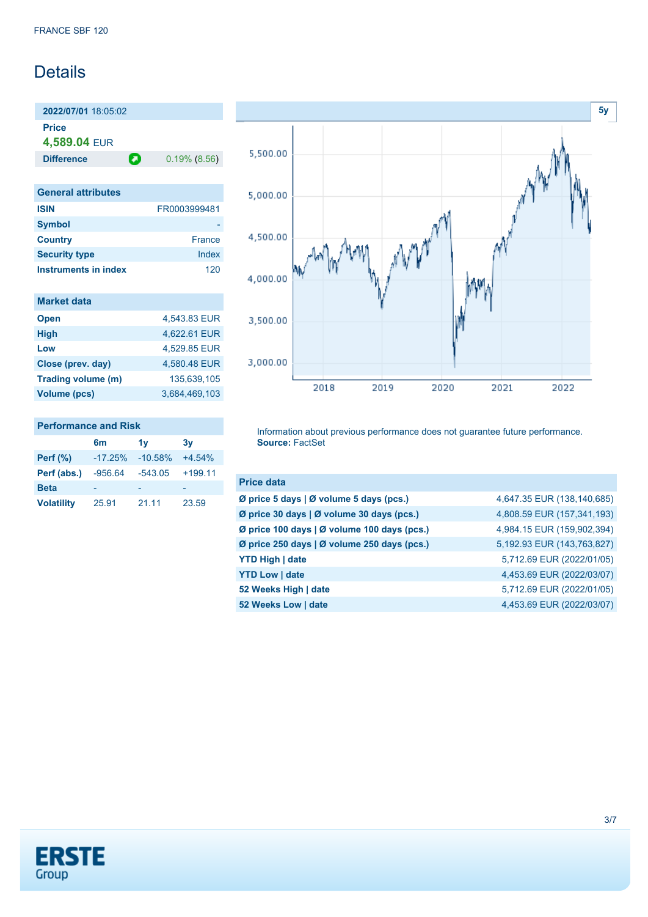FRANCE SBF 120

# Details

**2022/07/01** 18:05:02

**Price**

**4,589.04** EUR

| **Difference** | 0.19% (8.56) |
|---|---|

## General attributes

| | |
|---|---|
| **ISIN** | FR0003999481 |
| **Symbol** | - |
| **Country** | France |
| **Security type** | Index |
| **Instruments in index** | 120 |

## Market data

| | |
|---|---|
| **Open** | 4,543.83 EUR |
| **High** | 4,622.61 EUR |
| **Low** | 4,529.85 EUR |
| **Close (prev. day)** | 4,580.48 EUR |
| **Trading volume (m)** | 135,639,105 |
| **Volume (pcs)** | 3,684,469,103 |

## Performance and Risk

| | 6m | 1y | 3y |
|---|---|---|---|
| **Perf (%)** | -17.25% | -10.58% | +4.54% |
| **Perf (abs.)** | -956.64 | -543.05 | +199.11 |
| **Beta** | - | - | - |
| **Volatility** | 25.91 | 21.11 | 23.59 |

5y

Information about previous performance does not guarantee future performance.
**Source:** FactSet

## Price data

| | |
|---|---|
| **Ø price 5 days \| Ø volume 5 days (pcs.)** | 4,647.35 EUR (138,140,685) |
| **Ø price 30 days \| Ø volume 30 days (pcs.)** | 4,808.59 EUR (157,341,193) |
| **Ø price 100 days \| Ø volume 100 days (pcs.)** | 4,984.15 EUR (159,902,394) |
| **Ø price 250 days \| Ø volume 250 days (pcs.)** | 5,192.93 EUR (143,763,827) |
| **YTD High \| date** | 5,712.69 EUR (2022/01/05) |
| **YTD Low \| date** | 4,453.69 EUR (2022/03/07) |
| **52 Weeks High \| date** | 5,712.69 EUR (2022/01/05) |
| **52 Weeks Low \| date** | 4,453.69 EUR (2022/03/07) |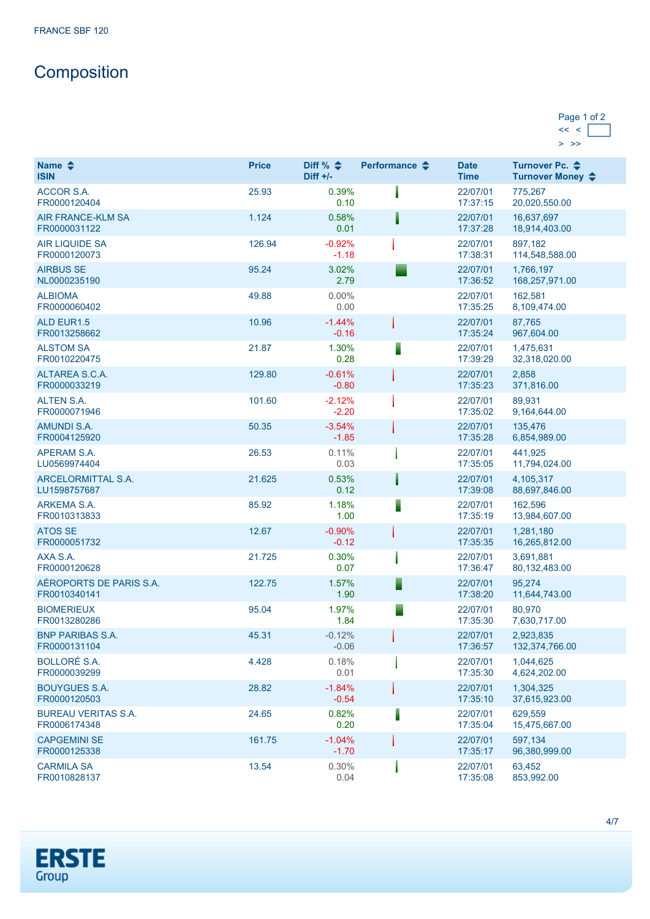FRANCE SBF 120

# Composition

Page 1 of 2

| Name<br>ISIN | Price | Diff %<br>Diff +/- | Performance | Date<br>Time | Turnover Pc.<br>Turnover Money |
|---|---|---|---|---|---|
| ACCOR S.A.<br>FR0000120404 | 25.93 | 0.39%<br>0.10 | | 22/07/01<br>17:37:15 | 775,267<br>20,020,550.00 |
| AIR FRANCE-KLM SA<br>FR0000031122 | 1.124 | 0.58%<br>0.01 | | 22/07/01<br>17:37:28 | 16,637,697<br>18,914,403.00 |
| AIR LIQUIDE SA<br>FR0000120073 | 126.94 | -0.92%<br>-1.18 | | 22/07/01<br>17:38:31 | 897,182<br>114,548,588.00 |
| AIRBUS SE<br>NL0000235190 | 95.24 | 3.02%<br>2.79 | | 22/07/01<br>17:36:52 | 1,766,197<br>168,257,971.00 |
| ALBIOMA<br>FR0000060402 | 49.88 | 0.00%<br>0.00 | | 22/07/01<br>17:35:25 | 162,581<br>8,109,474.00 |
| ALD EUR1.5<br>FR0013258662 | 10.96 | -1.44%<br>-0.16 | | 22/07/01<br>17:35:24 | 87,765<br>967,604.00 |
| ALSTOM SA<br>FR0010220475 | 21.87 | 1.30%<br>0.28 | | 22/07/01<br>17:39:29 | 1,475,631<br>32,318,020.00 |
| ALTAREA S.C.A.<br>FR0000033219 | 129.80 | -0.61%<br>-0.80 | | 22/07/01<br>17:35:23 | 2,858<br>371,816.00 |
| ALTEN S.A.<br>FR0000071946 | 101.60 | -2.12%<br>-2.20 | | 22/07/01<br>17:35:02 | 89,931<br>9,164,644.00 |
| AMUNDI S.A.<br>FR0004125920 | 50.35 | -3.54%<br>-1.85 | | 22/07/01<br>17:35:28 | 135,476<br>6,854,989.00 |
| APERAM S.A.<br>LU0569974404 | 26.53 | 0.11%<br>0.03 | | 22/07/01<br>17:35:05 | 441,925<br>11,794,024.00 |
| ARCELORMITTAL S.A.<br>LU1598757687 | 21.625 | 0.53%<br>0.12 | | 22/07/01<br>17:39:08 | 4,105,317<br>88,697,846.00 |
| ARKEMA S.A.<br>FR0010313833 | 85.92 | 1.18%<br>1.00 | | 22/07/01<br>17:35:19 | 162,596<br>13,984,607.00 |
| ATOS SE<br>FR0000051732 | 12.67 | -0.90%<br>-0.12 | | 22/07/01<br>17:35:35 | 1,281,180<br>16,265,812.00 |
| AXA S.A.<br>FR0000120628 | 21.725 | 0.30%<br>0.07 | | 22/07/01<br>17:36:47 | 3,691,881<br>80,132,483.00 |
| AÉROPORTS DE PARIS S.A.<br>FR0010340141 | 122.75 | 1.57%<br>1.90 | | 22/07/01<br>17:38:20 | 95,274<br>11,644,743.00 |
| BIOMERIEUX<br>FR0013280286 | 95.04 | 1.97%<br>1.84 | | 22/07/01<br>17:35:30 | 80,970<br>7,630,717.00 |
| BNP PARIBAS S.A.<br>FR0000131104 | 45.31 | -0.12%<br>-0.06 | | 22/07/01<br>17:36:57 | 2,923,835<br>132,374,766.00 |
| BOLLORÉ S.A.<br>FR0000039299 | 4.428 | 0.18%<br>0.01 | | 22/07/01<br>17:35:30 | 1,044,625<br>4,624,202.00 |
| BOUYGUES S.A.<br>FR0000120503 | 28.82 | -1.84%<br>-0.54 | | 22/07/01<br>17:35:10 | 1,304,325<br>37,615,923.00 |
| BUREAU VERITAS S.A.<br>FR0006174348 | 24.65 | 0.82%<br>0.20 | | 22/07/01<br>17:35:04 | 629,559<br>15,475,667.00 |
| CAPGEMINI SE<br>FR0000125338 | 161.75 | -1.04%<br>-1.70 | | 22/07/01<br>17:35:17 | 597,134<br>96,380,999.00 |
| CARMILA SA<br>FR0010828137 | 13.54 | 0.30%<br>0.04 | | 22/07/01<br>17:35:08 | 63,452<br>853,992.00 |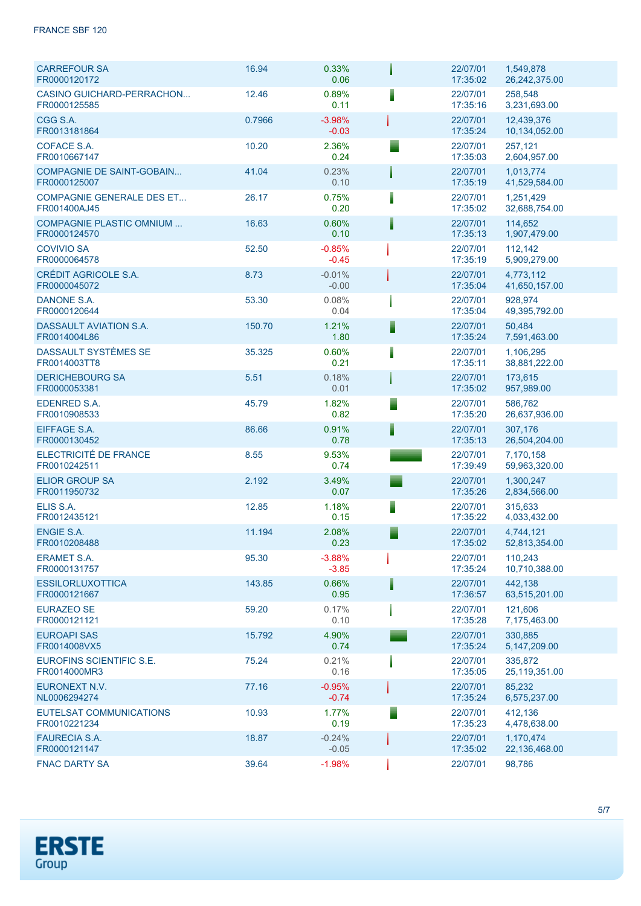| Name | Price | Change | | Date/Time | Volume/Turnover |
|---|---|---|---|---|---|
| CARREFOUR SA<br>FR0000120172 | 16.94 | 0.33%<br>0.06 | | 22/07/01<br>17:35:02 | 1,549,878<br>26,242,375.00 |
| CASINO GUICHARD-PERRACHON...<br>FR0000125585 | 12.46 | 0.89%<br>0.11 | | 22/07/01<br>17:35:16 | 258,548<br>3,231,693.00 |
| CGG S.A.<br>FR0013181864 | 0.7966 | -3.98%<br>-0.03 | | 22/07/01<br>17:35:24 | 12,439,376<br>10,134,052.00 |
| COFACE S.A.<br>FR0010667147 | 10.20 | 2.36%<br>0.24 | | 22/07/01<br>17:35:03 | 257,121<br>2,604,957.00 |
| COMPAGNIE DE SAINT-GOBAIN...<br>FR0000125007 | 41.04 | 0.23%<br>0.10 | | 22/07/01<br>17:35:19 | 1,013,774<br>41,529,584.00 |
| COMPAGNIE GENERALE DES ET...<br>FR001400AJ45 | 26.17 | 0.75%<br>0.20 | | 22/07/01<br>17:35:02 | 1,251,429<br>32,688,754.00 |
| COMPAGNIE PLASTIC OMNIUM ...<br>FR0000124570 | 16.63 | 0.60%<br>0.10 | | 22/07/01<br>17:35:13 | 114,652<br>1,907,479.00 |
| COVIVIO SA<br>FR0000064578 | 52.50 | -0.85%<br>-0.45 | | 22/07/01<br>17:35:19 | 112,142<br>5,909,279.00 |
| CRÉDIT AGRICOLE S.A.<br>FR0000045072 | 8.73 | -0.01%<br>-0.00 | | 22/07/01<br>17:35:04 | 4,773,112<br>41,650,157.00 |
| DANONE S.A.<br>FR0000120644 | 53.30 | 0.08%<br>0.04 | | 22/07/01<br>17:35:04 | 928,974<br>49,395,792.00 |
| DASSAULT AVIATION S.A.<br>FR0014004L86 | 150.70 | 1.21%<br>1.80 | | 22/07/01<br>17:35:24 | 50,484<br>7,591,463.00 |
| DASSAULT SYSTÈMES SE<br>FR0014003TT8 | 35.325 | 0.60%<br>0.21 | | 22/07/01<br>17:35:11 | 1,106,295<br>38,881,222.00 |
| DERICHEBOURG SA<br>FR0000053381 | 5.51 | 0.18%<br>0.01 | | 22/07/01<br>17:35:02 | 173,615<br>957,989.00 |
| EDENRED S.A.<br>FR0010908533 | 45.79 | 1.82%<br>0.82 | | 22/07/01<br>17:35:20 | 586,762<br>26,637,936.00 |
| EIFFAGE S.A.<br>FR0000130452 | 86.66 | 0.91%<br>0.78 | | 22/07/01<br>17:35:13 | 307,176<br>26,504,204.00 |
| ELECTRICITÉ DE FRANCE<br>FR0010242511 | 8.55 | 9.53%<br>0.74 | | 22/07/01<br>17:39:49 | 7,170,158<br>59,963,320.00 |
| ELIOR GROUP SA<br>FR0011950732 | 2.192 | 3.49%<br>0.07 | | 22/07/01<br>17:35:26 | 1,300,247<br>2,834,566.00 |
| ELIS S.A.<br>FR0012435121 | 12.85 | 1.18%<br>0.15 | | 22/07/01<br>17:35:22 | 315,633<br>4,033,432.00 |
| ENGIE S.A.<br>FR0010208488 | 11.194 | 2.08%<br>0.23 | | 22/07/01<br>17:35:02 | 4,744,121<br>52,813,354.00 |
| ERAMET S.A.<br>FR0000131757 | 95.30 | -3.88%<br>-3.85 | | 22/07/01<br>17:35:24 | 110,243<br>10,710,388.00 |
| ESSILORLUXOTTICA<br>FR0000121667 | 143.85 | 0.66%<br>0.95 | | 22/07/01<br>17:36:57 | 442,138<br>63,515,201.00 |
| EURAZEO SE<br>FR0000121121 | 59.20 | 0.17%<br>0.10 | | 22/07/01<br>17:35:28 | 121,606<br>7,175,463.00 |
| EUROAPI SAS<br>FR0014008VX5 | 15.792 | 4.90%<br>0.74 | | 22/07/01<br>17:35:24 | 330,885<br>5,147,209.00 |
| EUROFINS SCIENTIFIC S.E.<br>FR0014000MR3 | 75.24 | 0.21%<br>0.16 | | 22/07/01<br>17:35:05 | 335,872<br>25,119,351.00 |
| EURONEXT N.V.<br>NL0006294274 | 77.16 | -0.95%<br>-0.74 | | 22/07/01<br>17:35:24 | 85,232<br>6,575,237.00 |
| EUTELSAT COMMUNICATIONS<br>FR0010221234 | 10.93 | 1.77%<br>0.19 | | 22/07/01<br>17:35:23 | 412,136<br>4,478,638.00 |
| FAURECIA S.A.<br>FR0000121147 | 18.87 | -0.24%<br>-0.05 | | 22/07/01<br>17:35:02 | 1,170,474<br>22,136,468.00 |
| FNAC DARTY SA | 39.64 | -1.98% | | 22/07/01 | 98,786 |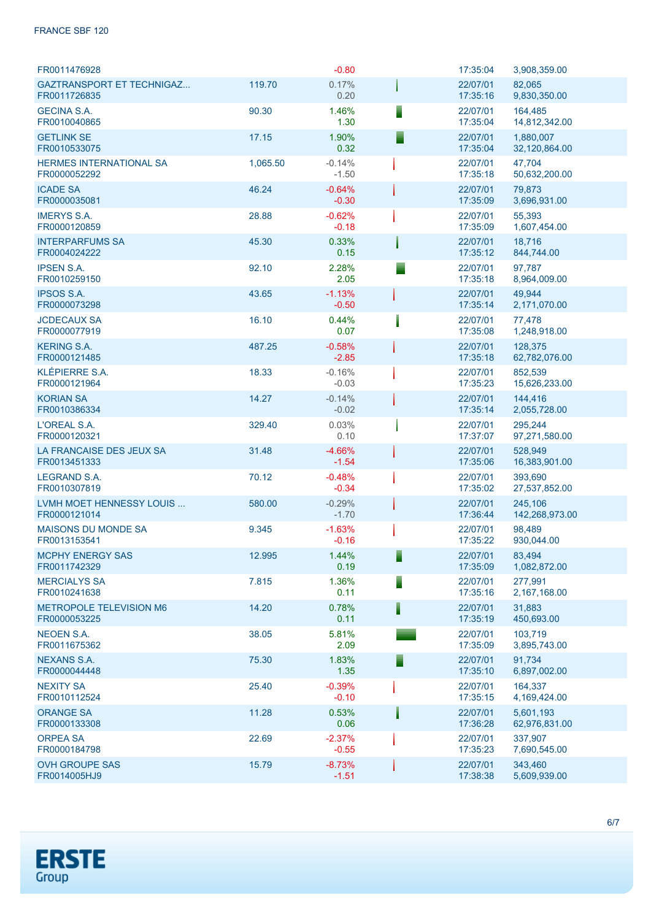| Name / ISIN | Price | Change % / Change | Date / Time | Volume / Turnover |
|---|---|---|---|---|
| FR0011476928 | | -0.80 | 17:35:04 | 3,908,359.00 |
| GAZTRANSPORT ET TECHNIGAZ... FR0011726835 | 119.70 | 0.17% 0.20 | 22/07/01 17:35:16 | 82,065 9,830,350.00 |
| GECINA S.A. FR0010040865 | 90.30 | 1.46% 1.30 | 22/07/01 17:35:04 | 164,485 14,812,342.00 |
| GETLINK SE FR0010533075 | 17.15 | 1.90% 0.32 | 22/07/01 17:35:04 | 1,880,007 32,120,864.00 |
| HERMES INTERNATIONAL SA FR0000052292 | 1,065.50 | -0.14% -1.50 | 22/07/01 17:35:18 | 47,704 50,632,200.00 |
| ICADE SA FR0000035081 | 46.24 | -0.64% -0.30 | 22/07/01 17:35:09 | 79,873 3,696,931.00 |
| IMERYS S.A. FR0000120859 | 28.88 | -0.62% -0.18 | 22/07/01 17:35:09 | 55,393 1,607,454.00 |
| INTERPARFUMS SA FR0004024222 | 45.30 | 0.33% 0.15 | 22/07/01 17:35:12 | 18,716 844,744.00 |
| IPSEN S.A. FR0010259150 | 92.10 | 2.28% 2.05 | 22/07/01 17:35:18 | 97,787 8,964,009.00 |
| IPSOS S.A. FR0000073298 | 43.65 | -1.13% -0.50 | 22/07/01 17:35:14 | 49,944 2,171,070.00 |
| JCDECAUX SA FR0000077919 | 16.10 | 0.44% 0.07 | 22/07/01 17:35:08 | 77,478 1,248,918.00 |
| KERING S.A. FR0000121485 | 487.25 | -0.58% -2.85 | 22/07/01 17:35:18 | 128,375 62,782,076.00 |
| KLÉPIERRE S.A. FR0000121964 | 18.33 | -0.16% -0.03 | 22/07/01 17:35:23 | 852,539 15,626,233.00 |
| KORIAN SA FR0010386334 | 14.27 | -0.14% -0.02 | 22/07/01 17:35:14 | 144,416 2,055,728.00 |
| L'OREAL S.A. FR0000120321 | 329.40 | 0.03% 0.10 | 22/07/01 17:37:07 | 295,244 97,271,580.00 |
| LA FRANCAISE DES JEUX SA FR0013451333 | 31.48 | -4.66% -1.54 | 22/07/01 17:35:06 | 528,949 16,383,901.00 |
| LEGRAND S.A. FR0010307819 | 70.12 | -0.48% -0.34 | 22/07/01 17:35:02 | 393,690 27,537,852.00 |
| LVMH MOET HENNESSY LOUIS ... FR0000121014 | 580.00 | -0.29% -1.70 | 22/07/01 17:36:44 | 245,106 142,268,973.00 |
| MAISONS DU MONDE SA FR0013153541 | 9.345 | -1.63% -0.16 | 22/07/01 17:35:22 | 98,489 930,044.00 |
| MCPHY ENERGY SAS FR0011742329 | 12.995 | 1.44% 0.19 | 22/07/01 17:35:09 | 83,494 1,082,872.00 |
| MERCIALYS SA FR0010241638 | 7.815 | 1.36% 0.11 | 22/07/01 17:35:16 | 277,991 2,167,168.00 |
| METROPOLE TELEVISION M6 FR0000053225 | 14.20 | 0.78% 0.11 | 22/07/01 17:35:19 | 31,883 450,693.00 |
| NEOEN S.A. FR0011675362 | 38.05 | 5.81% 2.09 | 22/07/01 17:35:09 | 103,719 3,895,743.00 |
| NEXANS S.A. FR0000044448 | 75.30 | 1.83% 1.35 | 22/07/01 17:35:10 | 91,734 6,897,002.00 |
| NEXITY SA FR0010112524 | 25.40 | -0.39% -0.10 | 22/07/01 17:35:15 | 164,337 4,169,424.00 |
| ORANGE SA FR0000133308 | 11.28 | 0.53% 0.06 | 22/07/01 17:36:28 | 5,601,193 62,976,831.00 |
| ORPEA SA FR0000184798 | 22.69 | -2.37% -0.55 | 22/07/01 17:35:23 | 337,907 7,690,545.00 |
| OVH GROUPE SAS FR0014005HJ9 | 15.79 | -8.73% -1.51 | 22/07/01 17:38:38 | 343,460 5,609,939.00 |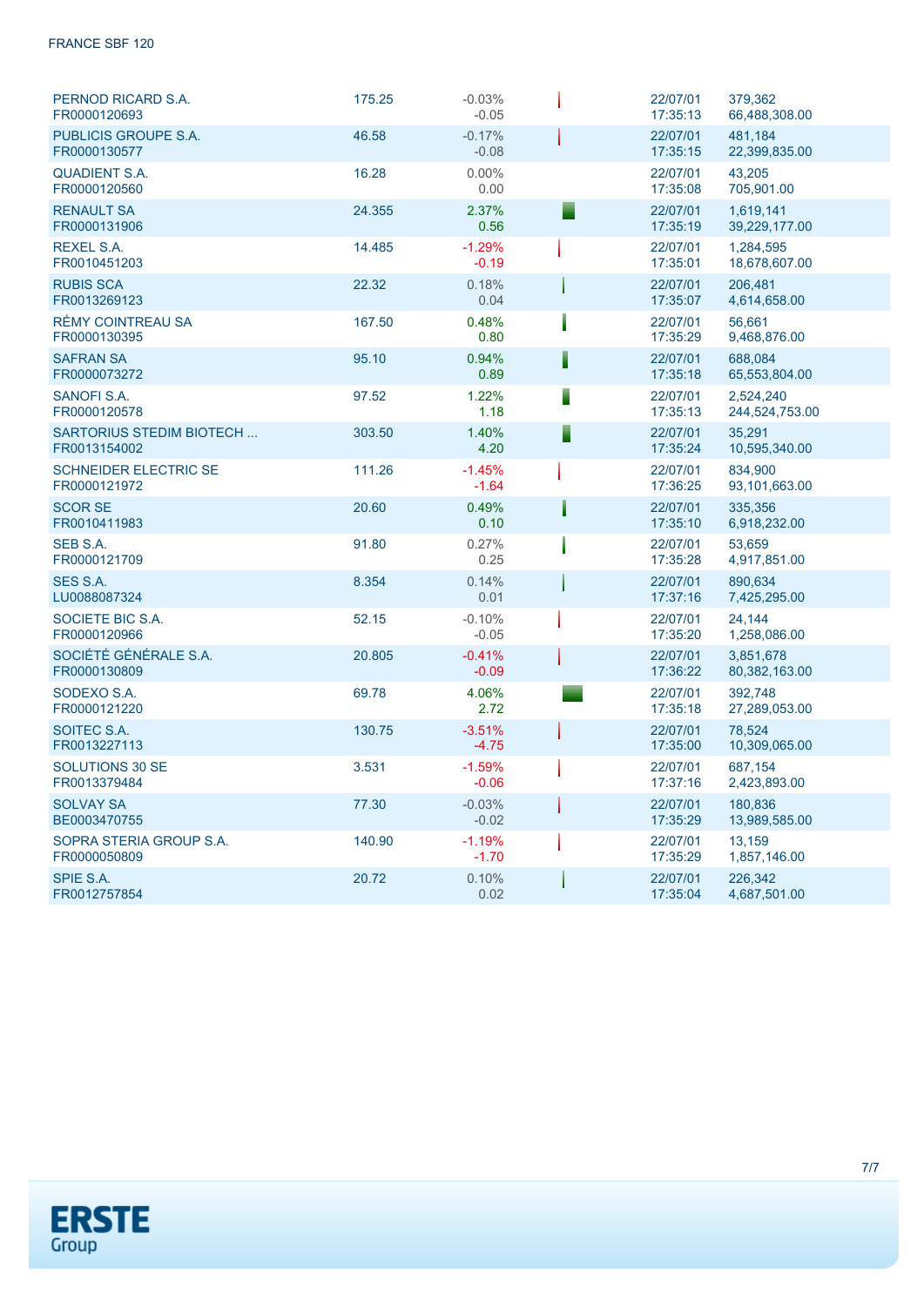FRANCE SBF 120

| | | | | | |
|---|---|---|---|---|---|
| PERNOD RICARD S.A.<br>FR0000120693 | 175.25 | -0.03%<br>-0.05 | | 22/07/01<br>17:35:13 | 379,362<br>66,488,308.00 |
| PUBLICIS GROUPE S.A.<br>FR0000130577 | 46.58 | -0.17%<br>-0.08 | | 22/07/01<br>17:35:15 | 481,184<br>22,399,835.00 |
| QUADIENT S.A.<br>FR0000120560 | 16.28 | 0.00%<br>0.00 | | 22/07/01<br>17:35:08 | 43,205<br>705,901.00 |
| RENAULT SA<br>FR0000131906 | 24.355 | 2.37%<br>0.56 | | 22/07/01<br>17:35:19 | 1,619,141<br>39,229,177.00 |
| REXEL S.A.<br>FR0010451203 | 14.485 | -1.29%<br>-0.19 | | 22/07/01<br>17:35:01 | 1,284,595<br>18,678,607.00 |
| RUBIS SCA<br>FR0013269123 | 22.32 | 0.18%<br>0.04 | | 22/07/01<br>17:35:07 | 206,481<br>4,614,658.00 |
| RÉMY COINTREAU SA<br>FR0000130395 | 167.50 | 0.48%<br>0.80 | | 22/07/01<br>17:35:29 | 56,661<br>9,468,876.00 |
| SAFRAN SA<br>FR0000073272 | 95.10 | 0.94%<br>0.89 | | 22/07/01<br>17:35:18 | 688,084<br>65,553,804.00 |
| SANOFI S.A.<br>FR0000120578 | 97.52 | 1.22%<br>1.18 | | 22/07/01<br>17:35:13 | 2,524,240<br>244,524,753.00 |
| SARTORIUS STEDIM BIOTECH ...<br>FR0013154002 | 303.50 | 1.40%<br>4.20 | | 22/07/01<br>17:35:24 | 35,291<br>10,595,340.00 |
| SCHNEIDER ELECTRIC SE<br>FR0000121972 | 111.26 | -1.45%<br>-1.64 | | 22/07/01<br>17:36:25 | 834,900<br>93,101,663.00 |
| SCOR SE<br>FR0010411983 | 20.60 | 0.49%<br>0.10 | | 22/07/01<br>17:35:10 | 335,356<br>6,918,232.00 |
| SEB S.A.<br>FR0000121709 | 91.80 | 0.27%<br>0.25 | | 22/07/01<br>17:35:28 | 53,659<br>4,917,851.00 |
| SES S.A.<br>LU0088087324 | 8.354 | 0.14%<br>0.01 | | 22/07/01<br>17:37:16 | 890,634<br>7,425,295.00 |
| SOCIETE BIC S.A.<br>FR0000120966 | 52.15 | -0.10%<br>-0.05 | | 22/07/01<br>17:35:20 | 24,144<br>1,258,086.00 |
| SOCIÉTÉ GÉNÉRALE S.A.<br>FR0000130809 | 20.805 | -0.41%<br>-0.09 | | 22/07/01<br>17:36:22 | 3,851,678<br>80,382,163.00 |
| SODEXO S.A.<br>FR0000121220 | 69.78 | 4.06%<br>2.72 | | 22/07/01<br>17:35:18 | 392,748<br>27,289,053.00 |
| SOITEC S.A.<br>FR0013227113 | 130.75 | -3.51%<br>-4.75 | | 22/07/01<br>17:35:00 | 78,524<br>10,309,065.00 |
| SOLUTIONS 30 SE<br>FR0013379484 | 3.531 | -1.59%<br>-0.06 | | 22/07/01<br>17:37:16 | 687,154<br>2,423,893.00 |
| SOLVAY SA<br>BE0003470755 | 77.30 | -0.03%<br>-0.02 | | 22/07/01<br>17:35:29 | 180,836<br>13,989,585.00 |
| SOPRA STERIA GROUP S.A.<br>FR0000050809 | 140.90 | -1.19%<br>-1.70 | | 22/07/01<br>17:35:29 | 13,159<br>1,857,146.00 |
| SPIE S.A.<br>FR0012757854 | 20.72 | 0.10%<br>0.02 | | 22/07/01<br>17:35:04 | 226,342<br>4,687,501.00 |

ERSTE Group